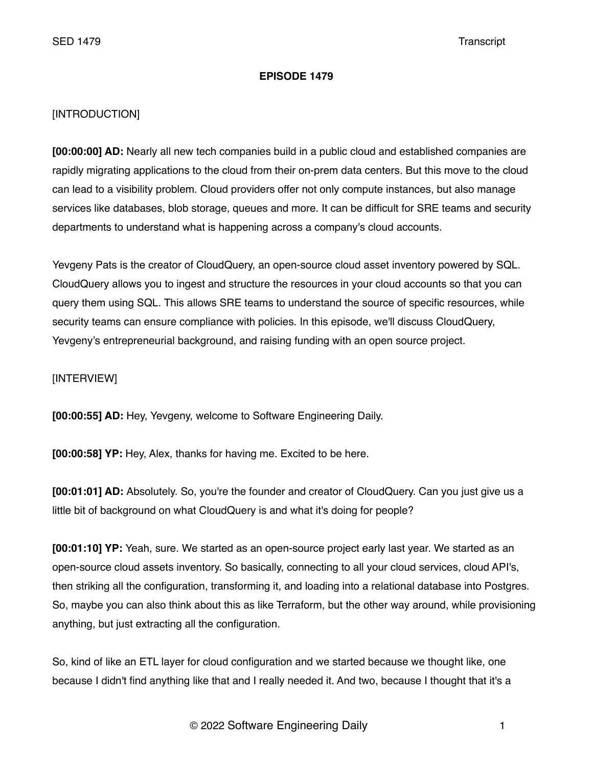# EPISODE 1479

[INTRODUCTION]

**[00:00:00] AD:** Nearly all new tech companies build in a public cloud and established companies are rapidly migrating applications to the cloud from their on-prem data centers. But this move to the cloud can lead to a visibility problem. Cloud providers offer not only compute instances, but also manage services like databases, blob storage, queues and more. It can be difficult for SRE teams and security departments to understand what is happening across a company's cloud accounts.

Yevgeny Pats is the creator of CloudQuery, an open-source cloud asset inventory powered by SQL. CloudQuery allows you to ingest and structure the resources in your cloud accounts so that you can query them using SQL. This allows SRE teams to understand the source of specific resources, while security teams can ensure compliance with policies. In this episode, we'll discuss CloudQuery, Yevgeny's entrepreneurial background, and raising funding with an open source project.

[INTERVIEW]

**[00:00:55] AD:** Hey, Yevgeny, welcome to Software Engineering Daily.

**[00:00:58] YP:** Hey, Alex, thanks for having me. Excited to be here.

**[00:01:01] AD:** Absolutely. So, you're the founder and creator of CloudQuery. Can you just give us a little bit of background on what CloudQuery is and what it's doing for people?

**[00:01:10] YP:** Yeah, sure. We started as an open-source project early last year. We started as an open-source cloud assets inventory. So basically, connecting to all your cloud services, cloud API's, then striking all the configuration, transforming it, and loading into a relational database into Postgres. So, maybe you can also think about this as like Terraform, but the other way around, while provisioning anything, but just extracting all the configuration.

So, kind of like an ETL layer for cloud configuration and we started because we thought like, one because I didn't find anything like that and I really needed it. And two, because I thought that it's a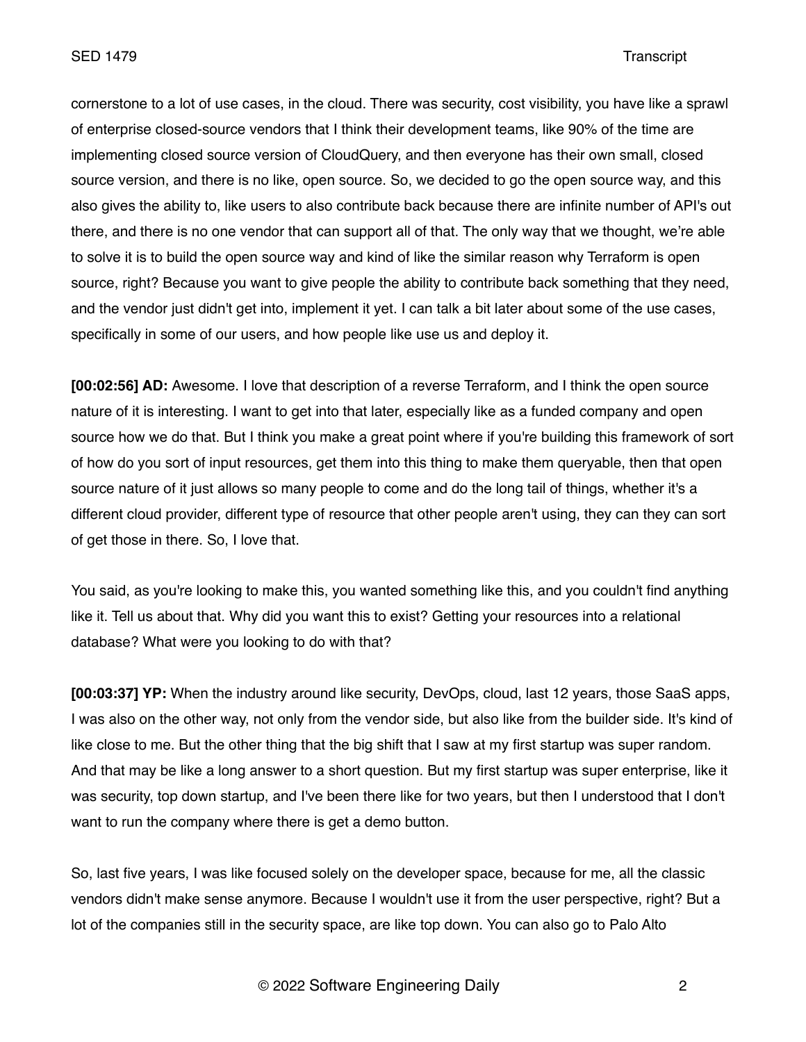cornerstone to a lot of use cases, in the cloud. There was security, cost visibility, you have like a sprawl of enterprise closed-source vendors that I think their development teams, like 90% of the time are implementing closed source version of CloudQuery, and then everyone has their own small, closed source version, and there is no like, open source. So, we decided to go the open source way, and this also gives the ability to, like users to also contribute back because there are infinite number of API's out there, and there is no one vendor that can support all of that. The only way that we thought, we're able to solve it is to build the open source way and kind of like the similar reason why Terraform is open source, right? Because you want to give people the ability to contribute back something that they need, and the vendor just didn't get into, implement it yet. I can talk a bit later about some of the use cases, specifically in some of our users, and how people like use us and deploy it.

**[00:02:56] AD:** Awesome. I love that description of a reverse Terraform, and I think the open source nature of it is interesting. I want to get into that later, especially like as a funded company and open source how we do that. But I think you make a great point where if you're building this framework of sort of how do you sort of input resources, get them into this thing to make them queryable, then that open source nature of it just allows so many people to come and do the long tail of things, whether it's a different cloud provider, different type of resource that other people aren't using, they can they can sort of get those in there. So, I love that.

You said, as you're looking to make this, you wanted something like this, and you couldn't find anything like it. Tell us about that. Why did you want this to exist? Getting your resources into a relational database? What were you looking to do with that?

**[00:03:37] YP:** When the industry around like security, DevOps, cloud, last 12 years, those SaaS apps, I was also on the other way, not only from the vendor side, but also like from the builder side. It's kind of like close to me. But the other thing that the big shift that I saw at my first startup was super random. And that may be like a long answer to a short question. But my first startup was super enterprise, like it was security, top down startup, and I've been there like for two years, but then I understood that I don't want to run the company where there is get a demo button.

So, last five years, I was like focused solely on the developer space, because for me, all the classic vendors didn't make sense anymore. Because I wouldn't use it from the user perspective, right? But a lot of the companies still in the security space, are like top down. You can also go to Palo Alto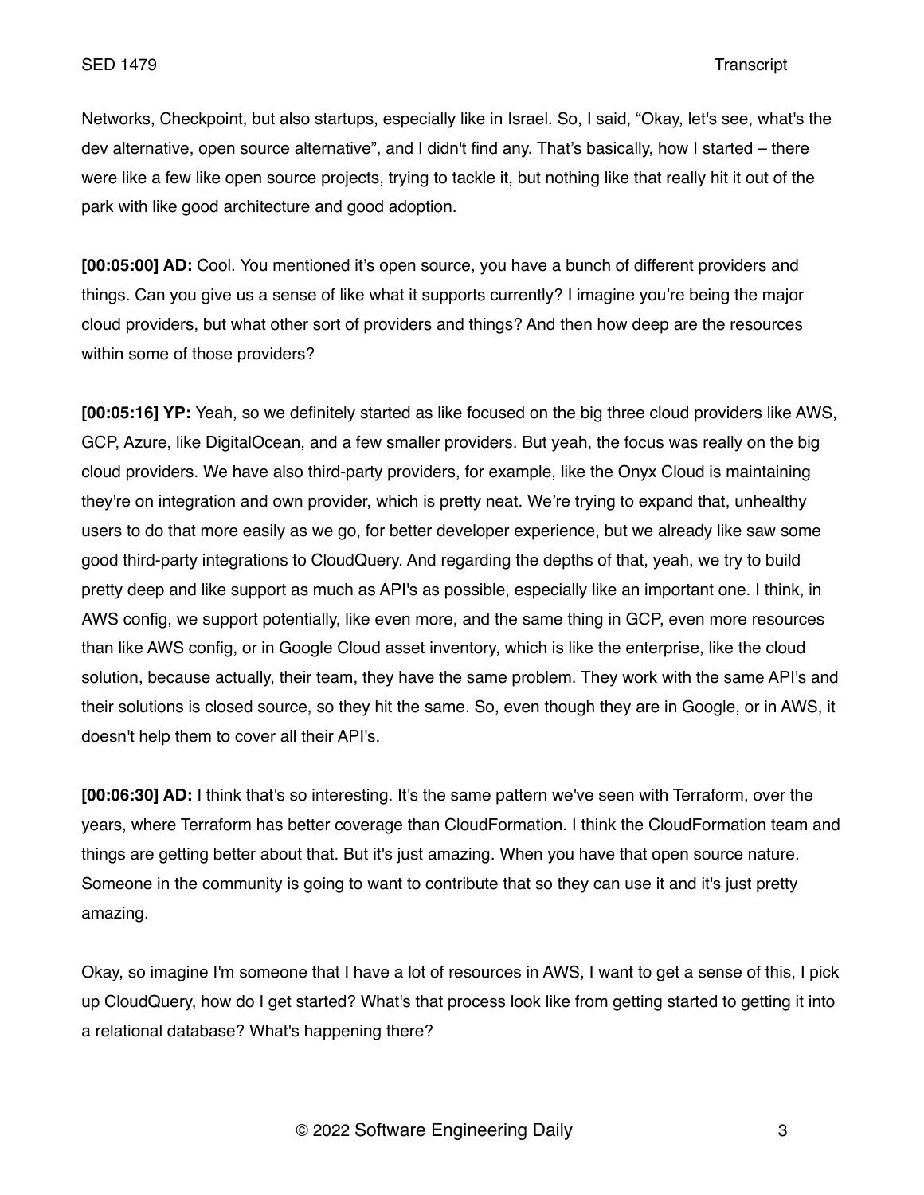Networks, Checkpoint, but also startups, especially like in Israel. So, I said, "Okay, let's see, what's the dev alternative, open source alternative", and I didn't find any. That's basically, how I started – there were like a few like open source projects, trying to tackle it, but nothing like that really hit it out of the park with like good architecture and good adoption.

**[00:05:00] AD:** Cool. You mentioned it's open source, you have a bunch of different providers and things. Can you give us a sense of like what it supports currently? I imagine you're being the major cloud providers, but what other sort of providers and things? And then how deep are the resources within some of those providers?

**[00:05:16] YP:** Yeah, so we definitely started as like focused on the big three cloud providers like AWS, GCP, Azure, like DigitalOcean, and a few smaller providers. But yeah, the focus was really on the big cloud providers. We have also third-party providers, for example, like the Onyx Cloud is maintaining they're on integration and own provider, which is pretty neat. We're trying to expand that, unhealthy users to do that more easily as we go, for better developer experience, but we already like saw some good third-party integrations to CloudQuery. And regarding the depths of that, yeah, we try to build pretty deep and like support as much as API's as possible, especially like an important one. I think, in AWS config, we support potentially, like even more, and the same thing in GCP, even more resources than like AWS config, or in Google Cloud asset inventory, which is like the enterprise, like the cloud solution, because actually, their team, they have the same problem. They work with the same API's and their solutions is closed source, so they hit the same. So, even though they are in Google, or in AWS, it doesn't help them to cover all their API's.

**[00:06:30] AD:** I think that's so interesting. It's the same pattern we've seen with Terraform, over the years, where Terraform has better coverage than CloudFormation. I think the CloudFormation team and things are getting better about that. But it's just amazing. When you have that open source nature. Someone in the community is going to want to contribute that so they can use it and it's just pretty amazing.

Okay, so imagine I'm someone that I have a lot of resources in AWS, I want to get a sense of this, I pick up CloudQuery, how do I get started? What's that process look like from getting started to getting it into a relational database? What's happening there?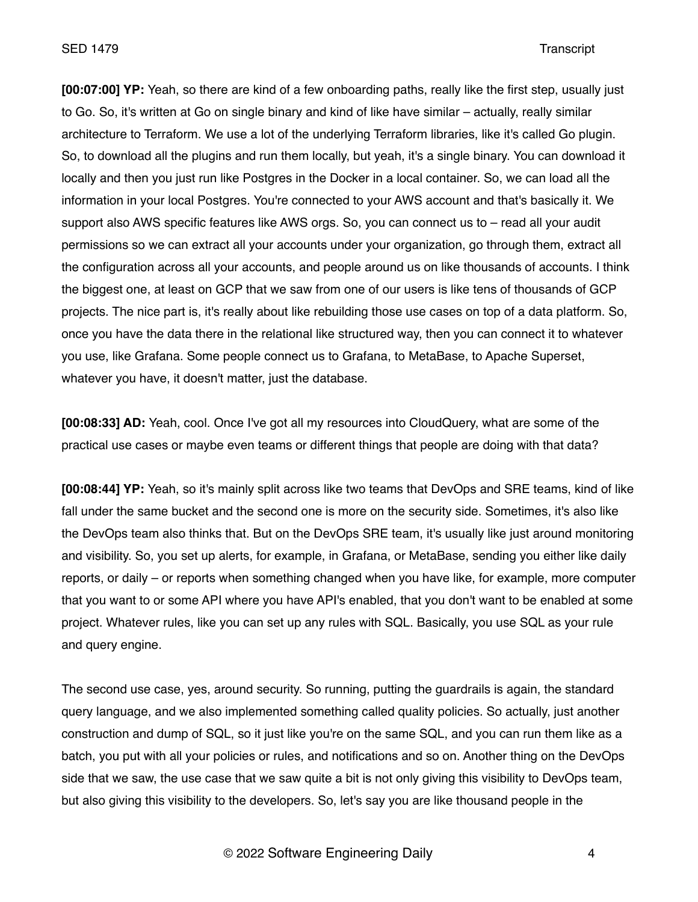**[00:07:00] YP:** Yeah, so there are kind of a few onboarding paths, really like the first step, usually just to Go. So, it's written at Go on single binary and kind of like have similar – actually, really similar architecture to Terraform. We use a lot of the underlying Terraform libraries, like it's called Go plugin. So, to download all the plugins and run them locally, but yeah, it's a single binary. You can download it locally and then you just run like Postgres in the Docker in a local container. So, we can load all the information in your local Postgres. You're connected to your AWS account and that's basically it. We support also AWS specific features like AWS orgs. So, you can connect us to – read all your audit permissions so we can extract all your accounts under your organization, go through them, extract all the configuration across all your accounts, and people around us on like thousands of accounts. I think the biggest one, at least on GCP that we saw from one of our users is like tens of thousands of GCP projects. The nice part is, it's really about like rebuilding those use cases on top of a data platform. So, once you have the data there in the relational like structured way, then you can connect it to whatever you use, like Grafana. Some people connect us to Grafana, to MetaBase, to Apache Superset, whatever you have, it doesn't matter, just the database.

**[00:08:33] AD:** Yeah, cool. Once I've got all my resources into CloudQuery, what are some of the practical use cases or maybe even teams or different things that people are doing with that data?

**[00:08:44] YP:** Yeah, so it's mainly split across like two teams that DevOps and SRE teams, kind of like fall under the same bucket and the second one is more on the security side. Sometimes, it's also like the DevOps team also thinks that. But on the DevOps SRE team, it's usually like just around monitoring and visibility. So, you set up alerts, for example, in Grafana, or MetaBase, sending you either like daily reports, or daily – or reports when something changed when you have like, for example, more computer that you want to or some API where you have API's enabled, that you don't want to be enabled at some project. Whatever rules, like you can set up any rules with SQL. Basically, you use SQL as your rule and query engine.

The second use case, yes, around security. So running, putting the guardrails is again, the standard query language, and we also implemented something called quality policies. So actually, just another construction and dump of SQL, so it just like you're on the same SQL, and you can run them like as a batch, you put with all your policies or rules, and notifications and so on. Another thing on the DevOps side that we saw, the use case that we saw quite a bit is not only giving this visibility to DevOps team, but also giving this visibility to the developers. So, let's say you are like thousand people in the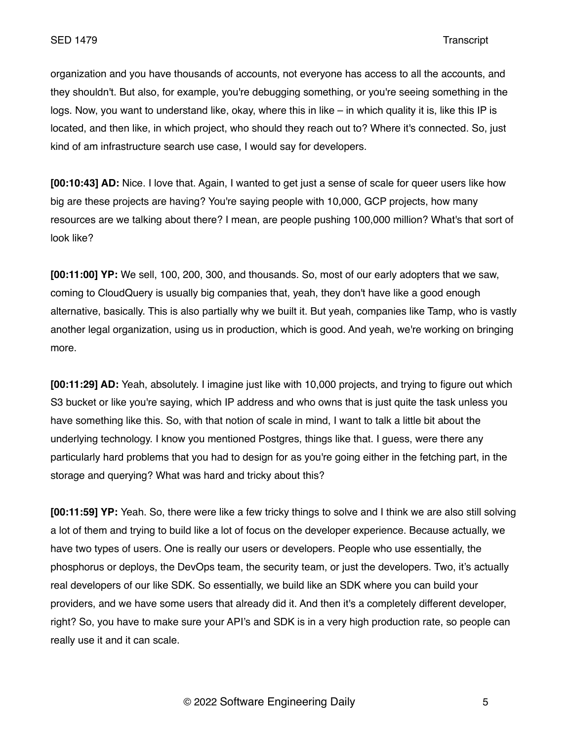organization and you have thousands of accounts, not everyone has access to all the accounts, and they shouldn't. But also, for example, you're debugging something, or you're seeing something in the logs. Now, you want to understand like, okay, where this in like – in which quality it is, like this IP is located, and then like, in which project, who should they reach out to? Where it's connected. So, just kind of am infrastructure search use case, I would say for developers.

**[00:10:43] AD:** Nice. I love that. Again, I wanted to get just a sense of scale for queer users like how big are these projects are having? You're saying people with 10,000, GCP projects, how many resources are we talking about there? I mean, are people pushing 100,000 million? What's that sort of look like?

**[00:11:00] YP:** We sell, 100, 200, 300, and thousands. So, most of our early adopters that we saw, coming to CloudQuery is usually big companies that, yeah, they don't have like a good enough alternative, basically. This is also partially why we built it. But yeah, companies like Tamp, who is vastly another legal organization, using us in production, which is good. And yeah, we're working on bringing more.

**[00:11:29] AD:** Yeah, absolutely. I imagine just like with 10,000 projects, and trying to figure out which S3 bucket or like you're saying, which IP address and who owns that is just quite the task unless you have something like this. So, with that notion of scale in mind, I want to talk a little bit about the underlying technology. I know you mentioned Postgres, things like that. I guess, were there any particularly hard problems that you had to design for as you're going either in the fetching part, in the storage and querying? What was hard and tricky about this?

**[00:11:59] YP:** Yeah. So, there were like a few tricky things to solve and I think we are also still solving a lot of them and trying to build like a lot of focus on the developer experience. Because actually, we have two types of users. One is really our users or developers. People who use essentially, the phosphorus or deploys, the DevOps team, the security team, or just the developers. Two, it's actually real developers of our like SDK. So essentially, we build like an SDK where you can build your providers, and we have some users that already did it. And then it's a completely different developer, right? So, you have to make sure your API's and SDK is in a very high production rate, so people can really use it and it can scale.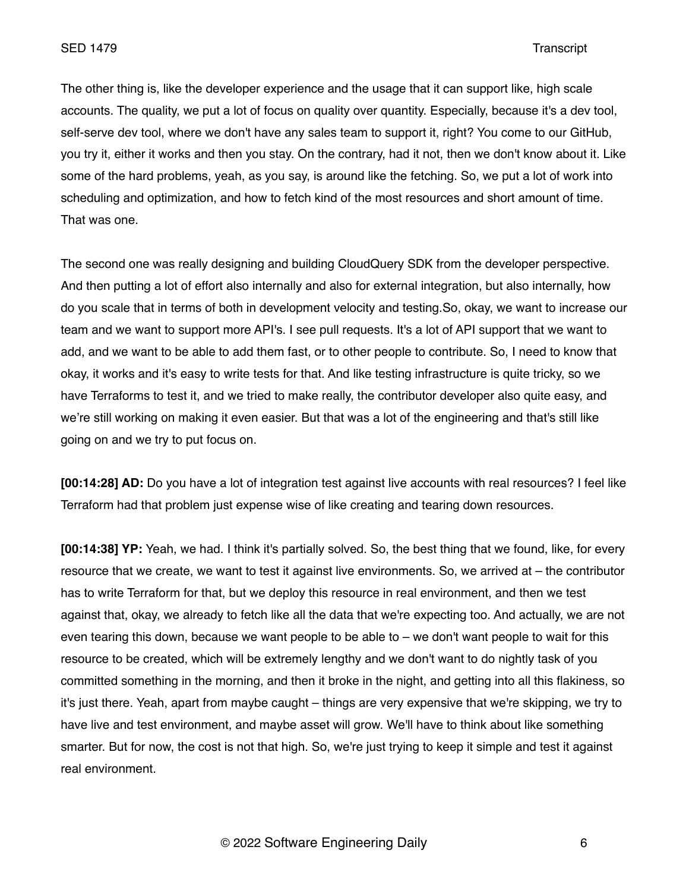The other thing is, like the developer experience and the usage that it can support like, high scale accounts. The quality, we put a lot of focus on quality over quantity. Especially, because it's a dev tool, self-serve dev tool, where we don't have any sales team to support it, right? You come to our GitHub, you try it, either it works and then you stay. On the contrary, had it not, then we don't know about it. Like some of the hard problems, yeah, as you say, is around like the fetching. So, we put a lot of work into scheduling and optimization, and how to fetch kind of the most resources and short amount of time. That was one.

The second one was really designing and building CloudQuery SDK from the developer perspective. And then putting a lot of effort also internally and also for external integration, but also internally, how do you scale that in terms of both in development velocity and testing.So, okay, we want to increase our team and we want to support more API's. I see pull requests. It's a lot of API support that we want to add, and we want to be able to add them fast, or to other people to contribute. So, I need to know that okay, it works and it's easy to write tests for that. And like testing infrastructure is quite tricky, so we have Terraforms to test it, and we tried to make really, the contributor developer also quite easy, and we're still working on making it even easier. But that was a lot of the engineering and that's still like going on and we try to put focus on.

**[00:14:28] AD:** Do you have a lot of integration test against live accounts with real resources? I feel like Terraform had that problem just expense wise of like creating and tearing down resources.

**[00:14:38] YP:** Yeah, we had. I think it's partially solved. So, the best thing that we found, like, for every resource that we create, we want to test it against live environments. So, we arrived at – the contributor has to write Terraform for that, but we deploy this resource in real environment, and then we test against that, okay, we already to fetch like all the data that we're expecting too. And actually, we are not even tearing this down, because we want people to be able to – we don't want people to wait for this resource to be created, which will be extremely lengthy and we don't want to do nightly task of you committed something in the morning, and then it broke in the night, and getting into all this flakiness, so it's just there. Yeah, apart from maybe caught – things are very expensive that we're skipping, we try to have live and test environment, and maybe asset will grow. We'll have to think about like something smarter. But for now, the cost is not that high. So, we're just trying to keep it simple and test it against real environment.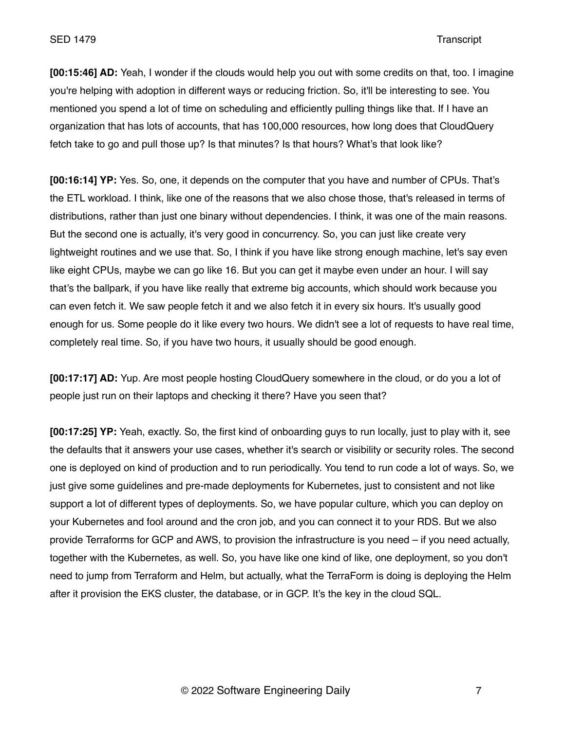**[00:15:46] AD:** Yeah, I wonder if the clouds would help you out with some credits on that, too. I imagine you're helping with adoption in different ways or reducing friction. So, it'll be interesting to see. You mentioned you spend a lot of time on scheduling and efficiently pulling things like that. If I have an organization that has lots of accounts, that has 100,000 resources, how long does that CloudQuery fetch take to go and pull those up? Is that minutes? Is that hours? What's that look like?

**[00:16:14] YP:** Yes. So, one, it depends on the computer that you have and number of CPUs. That's the ETL workload. I think, like one of the reasons that we also chose those, that's released in terms of distributions, rather than just one binary without dependencies. I think, it was one of the main reasons. But the second one is actually, it's very good in concurrency. So, you can just like create very lightweight routines and we use that. So, I think if you have like strong enough machine, let's say even like eight CPUs, maybe we can go like 16. But you can get it maybe even under an hour. I will say that's the ballpark, if you have like really that extreme big accounts, which should work because you can even fetch it. We saw people fetch it and we also fetch it in every six hours. It's usually good enough for us. Some people do it like every two hours. We didn't see a lot of requests to have real time, completely real time. So, if you have two hours, it usually should be good enough.

**[00:17:17] AD:** Yup. Are most people hosting CloudQuery somewhere in the cloud, or do you a lot of people just run on their laptops and checking it there? Have you seen that?

**[00:17:25] YP:** Yeah, exactly. So, the first kind of onboarding guys to run locally, just to play with it, see the defaults that it answers your use cases, whether it's search or visibility or security roles. The second one is deployed on kind of production and to run periodically. You tend to run code a lot of ways. So, we just give some guidelines and pre-made deployments for Kubernetes, just to consistent and not like support a lot of different types of deployments. So, we have popular culture, which you can deploy on your Kubernetes and fool around and the cron job, and you can connect it to your RDS. But we also provide Terraforms for GCP and AWS, to provision the infrastructure is you need – if you need actually, together with the Kubernetes, as well. So, you have like one kind of like, one deployment, so you don't need to jump from Terraform and Helm, but actually, what the TerraForm is doing is deploying the Helm after it provision the EKS cluster, the database, or in GCP. It's the key in the cloud SQL.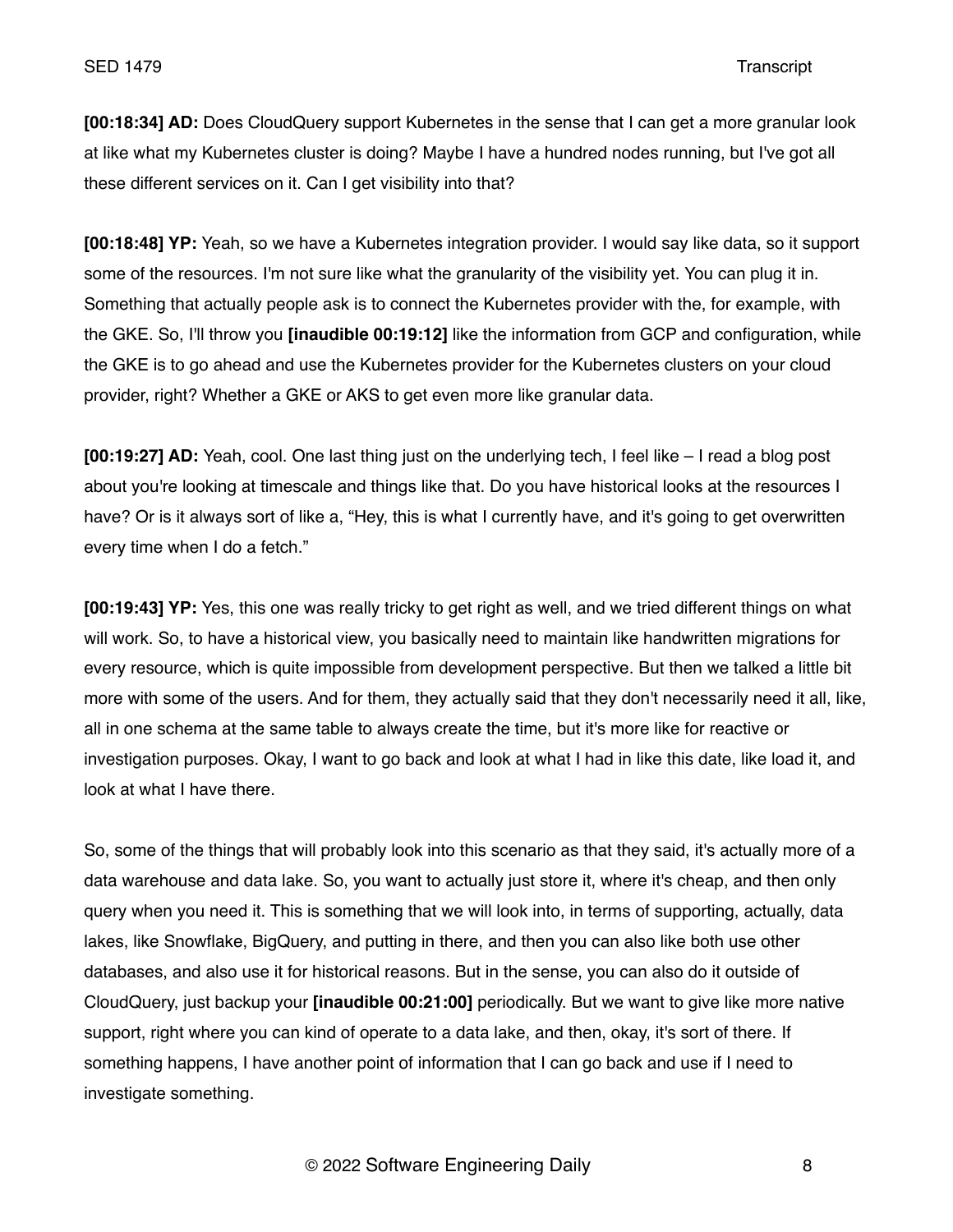**[00:18:34] AD:** Does CloudQuery support Kubernetes in the sense that I can get a more granular look at like what my Kubernetes cluster is doing? Maybe I have a hundred nodes running, but I've got all these different services on it. Can I get visibility into that?

**[00:18:48] YP:** Yeah, so we have a Kubernetes integration provider. I would say like data, so it support some of the resources. I'm not sure like what the granularity of the visibility yet. You can plug it in. Something that actually people ask is to connect the Kubernetes provider with the, for example, with the GKE. So, I'll throw you **[inaudible 00:19:12]** like the information from GCP and configuration, while the GKE is to go ahead and use the Kubernetes provider for the Kubernetes clusters on your cloud provider, right? Whether a GKE or AKS to get even more like granular data.

**[00:19:27] AD:** Yeah, cool. One last thing just on the underlying tech, I feel like – I read a blog post about you're looking at timescale and things like that. Do you have historical looks at the resources I have? Or is it always sort of like a, "Hey, this is what I currently have, and it's going to get overwritten every time when I do a fetch."

**[00:19:43] YP:** Yes, this one was really tricky to get right as well, and we tried different things on what will work. So, to have a historical view, you basically need to maintain like handwritten migrations for every resource, which is quite impossible from development perspective. But then we talked a little bit more with some of the users. And for them, they actually said that they don't necessarily need it all, like, all in one schema at the same table to always create the time, but it's more like for reactive or investigation purposes. Okay, I want to go back and look at what I had in like this date, like load it, and look at what I have there.

So, some of the things that will probably look into this scenario as that they said, it's actually more of a data warehouse and data lake. So, you want to actually just store it, where it's cheap, and then only query when you need it. This is something that we will look into, in terms of supporting, actually, data lakes, like Snowflake, BigQuery, and putting in there, and then you can also like both use other databases, and also use it for historical reasons. But in the sense, you can also do it outside of CloudQuery, just backup your **[inaudible 00:21:00]** periodically. But we want to give like more native support, right where you can kind of operate to a data lake, and then, okay, it's sort of there. If something happens, I have another point of information that I can go back and use if I need to investigate something.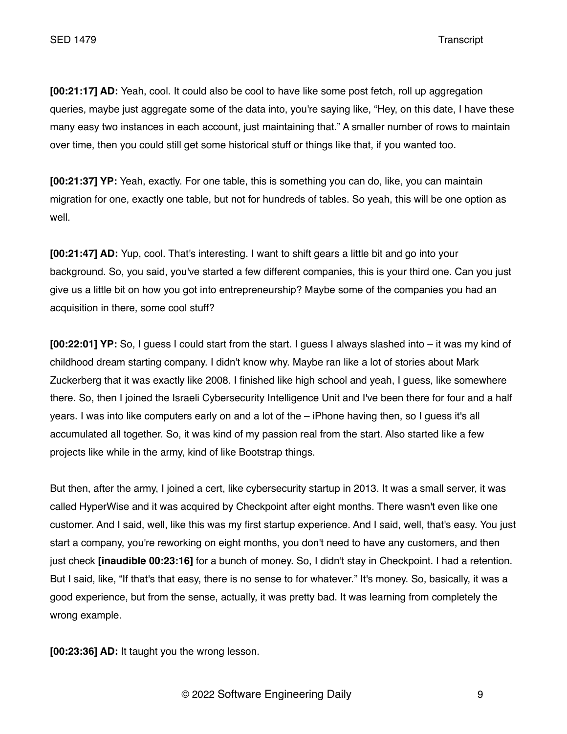**[00:21:17] AD:** Yeah, cool. It could also be cool to have like some post fetch, roll up aggregation queries, maybe just aggregate some of the data into, you're saying like, "Hey, on this date, I have these many easy two instances in each account, just maintaining that." A smaller number of rows to maintain over time, then you could still get some historical stuff or things like that, if you wanted too.

**[00:21:37] YP:** Yeah, exactly. For one table, this is something you can do, like, you can maintain migration for one, exactly one table, but not for hundreds of tables. So yeah, this will be one option as well.

**[00:21:47] AD:** Yup, cool. That's interesting. I want to shift gears a little bit and go into your background. So, you said, you've started a few different companies, this is your third one. Can you just give us a little bit on how you got into entrepreneurship? Maybe some of the companies you had an acquisition in there, some cool stuff?

**[00:22:01] YP:** So, I guess I could start from the start. I guess I always slashed into – it was my kind of childhood dream starting company. I didn't know why. Maybe ran like a lot of stories about Mark Zuckerberg that it was exactly like 2008. I finished like high school and yeah, I guess, like somewhere there. So, then I joined the Israeli Cybersecurity Intelligence Unit and I've been there for four and a half years. I was into like computers early on and a lot of the – iPhone having then, so I guess it's all accumulated all together. So, it was kind of my passion real from the start. Also started like a few projects like while in the army, kind of like Bootstrap things.

But then, after the army, I joined a cert, like cybersecurity startup in 2013. It was a small server, it was called HyperWise and it was acquired by Checkpoint after eight months. There wasn't even like one customer. And I said, well, like this was my first startup experience. And I said, well, that's easy. You just start a company, you're reworking on eight months, you don't need to have any customers, and then just check **[inaudible 00:23:16]** for a bunch of money. So, I didn't stay in Checkpoint. I had a retention. But I said, like, "If that's that easy, there is no sense to for whatever." It's money. So, basically, it was a good experience, but from the sense, actually, it was pretty bad. It was learning from completely the wrong example.

**[00:23:36] AD:** It taught you the wrong lesson.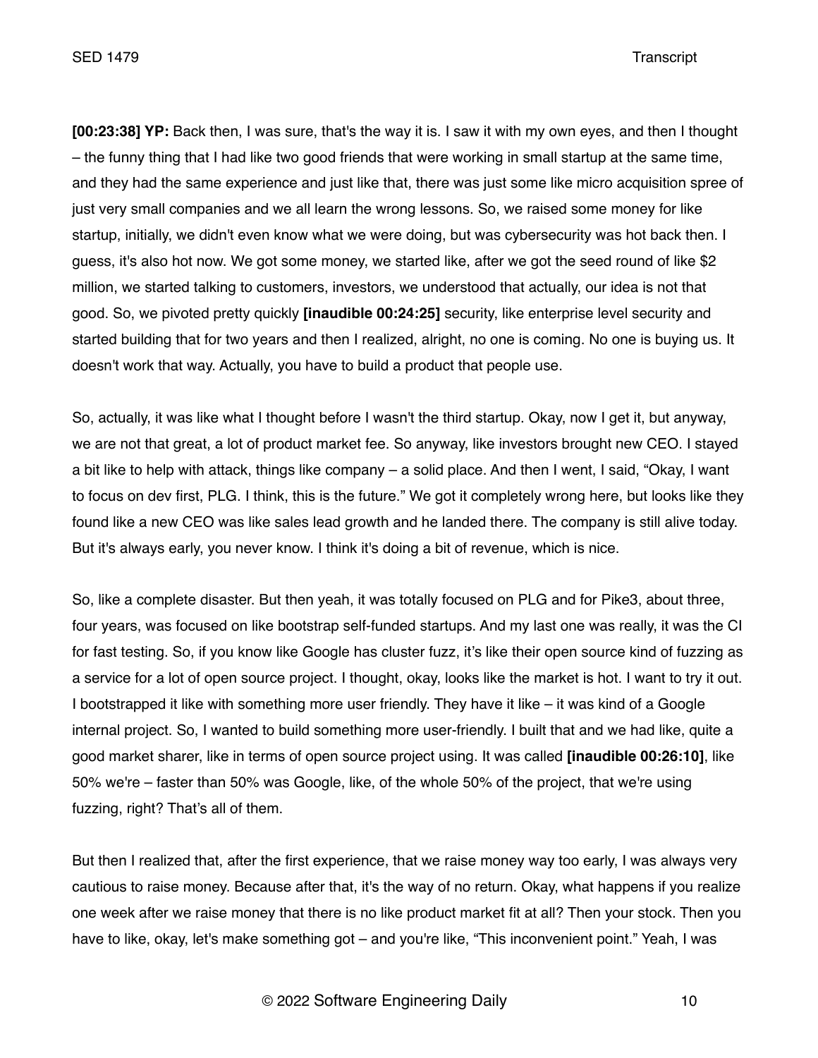**[00:23:38] YP:** Back then, I was sure, that's the way it is. I saw it with my own eyes, and then I thought – the funny thing that I had like two good friends that were working in small startup at the same time, and they had the same experience and just like that, there was just some like micro acquisition spree of just very small companies and we all learn the wrong lessons. So, we raised some money for like startup, initially, we didn't even know what we were doing, but was cybersecurity was hot back then. I guess, it's also hot now. We got some money, we started like, after we got the seed round of like $2 million, we started talking to customers, investors, we understood that actually, our idea is not that good. So, we pivoted pretty quickly **[inaudible 00:24:25]** security, like enterprise level security and started building that for two years and then I realized, alright, no one is coming. No one is buying us. It doesn't work that way. Actually, you have to build a product that people use.

So, actually, it was like what I thought before I wasn't the third startup. Okay, now I get it, but anyway, we are not that great, a lot of product market fee. So anyway, like investors brought new CEO. I stayed a bit like to help with attack, things like company – a solid place. And then I went, I said, "Okay, I want to focus on dev first, PLG. I think, this is the future." We got it completely wrong here, but looks like they found like a new CEO was like sales lead growth and he landed there. The company is still alive today. But it's always early, you never know. I think it's doing a bit of revenue, which is nice.

So, like a complete disaster. But then yeah, it was totally focused on PLG and for Pike3, about three, four years, was focused on like bootstrap self-funded startups. And my last one was really, it was the CI for fast testing. So, if you know like Google has cluster fuzz, it's like their open source kind of fuzzing as a service for a lot of open source project. I thought, okay, looks like the market is hot. I want to try it out. I bootstrapped it like with something more user friendly. They have it like – it was kind of a Google internal project. So, I wanted to build something more user-friendly. I built that and we had like, quite a good market sharer, like in terms of open source project using. It was called **[inaudible 00:26:10]**, like 50% we're – faster than 50% was Google, like, of the whole 50% of the project, that we're using fuzzing, right? That's all of them.

But then I realized that, after the first experience, that we raise money way too early, I was always very cautious to raise money. Because after that, it's the way of no return. Okay, what happens if you realize one week after we raise money that there is no like product market fit at all? Then your stock. Then you have to like, okay, let's make something got – and you're like, "This inconvenient point." Yeah, I was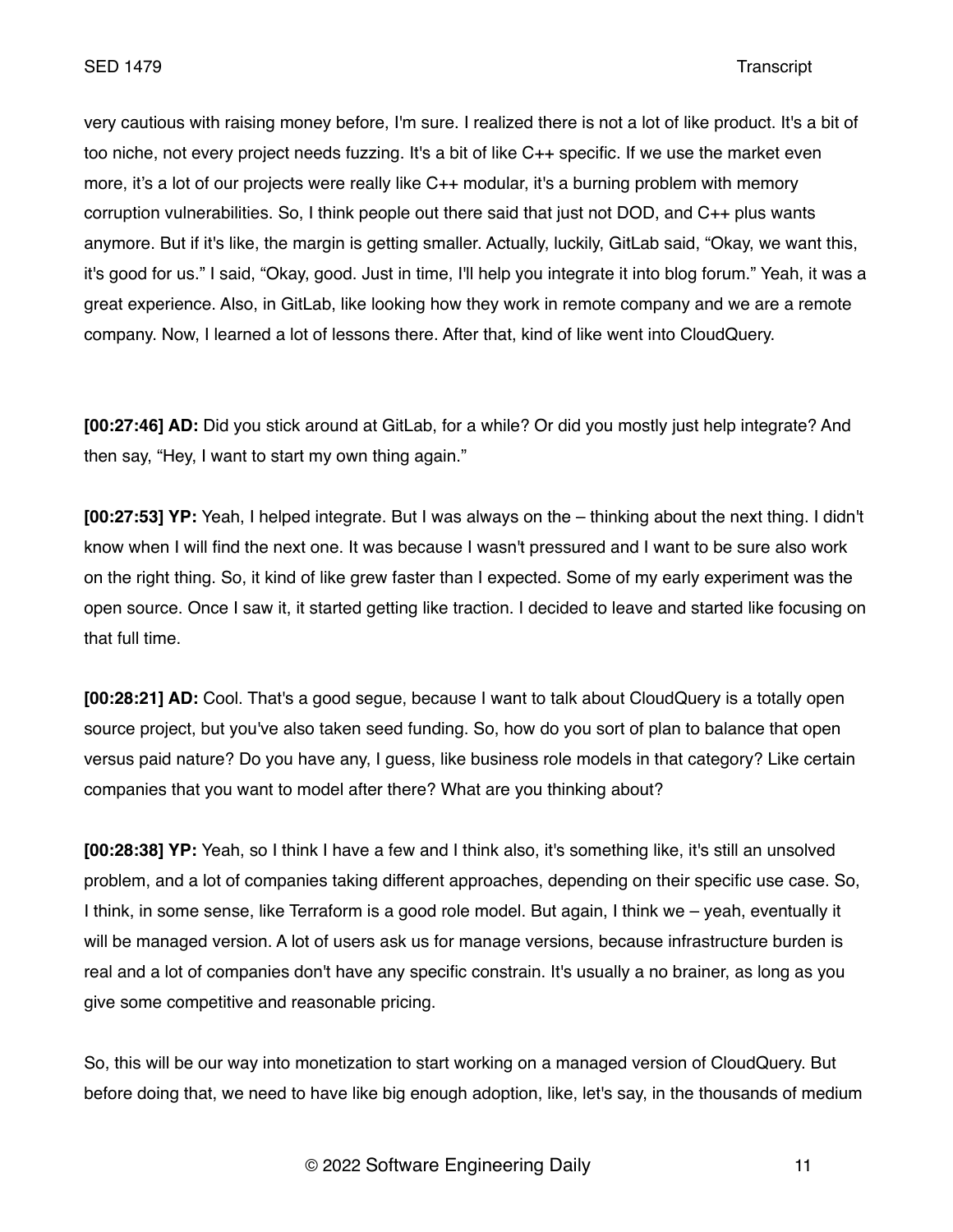very cautious with raising money before, I'm sure. I realized there is not a lot of like product. It's a bit of too niche, not every project needs fuzzing. It's a bit of like C++ specific. If we use the market even more, it's a lot of our projects were really like C++ modular, it's a burning problem with memory corruption vulnerabilities. So, I think people out there said that just not DOD, and C++ plus wants anymore. But if it's like, the margin is getting smaller. Actually, luckily, GitLab said, "Okay, we want this, it's good for us." I said, "Okay, good. Just in time, I'll help you integrate it into blog forum." Yeah, it was a great experience. Also, in GitLab, like looking how they work in remote company and we are a remote company. Now, I learned a lot of lessons there. After that, kind of like went into CloudQuery.

**[00:27:46] AD:** Did you stick around at GitLab, for a while? Or did you mostly just help integrate? And then say, "Hey, I want to start my own thing again."

**[00:27:53] YP:** Yeah, I helped integrate. But I was always on the – thinking about the next thing. I didn't know when I will find the next one. It was because I wasn't pressured and I want to be sure also work on the right thing. So, it kind of like grew faster than I expected. Some of my early experiment was the open source. Once I saw it, it started getting like traction. I decided to leave and started like focusing on that full time.

**[00:28:21] AD:** Cool. That's a good segue, because I want to talk about CloudQuery is a totally open source project, but you've also taken seed funding. So, how do you sort of plan to balance that open versus paid nature? Do you have any, I guess, like business role models in that category? Like certain companies that you want to model after there? What are you thinking about?

**[00:28:38] YP:** Yeah, so I think I have a few and I think also, it's something like, it's still an unsolved problem, and a lot of companies taking different approaches, depending on their specific use case. So, I think, in some sense, like Terraform is a good role model. But again, I think we – yeah, eventually it will be managed version. A lot of users ask us for manage versions, because infrastructure burden is real and a lot of companies don't have any specific constrain. It's usually a no brainer, as long as you give some competitive and reasonable pricing.

So, this will be our way into monetization to start working on a managed version of CloudQuery. But before doing that, we need to have like big enough adoption, like, let's say, in the thousands of medium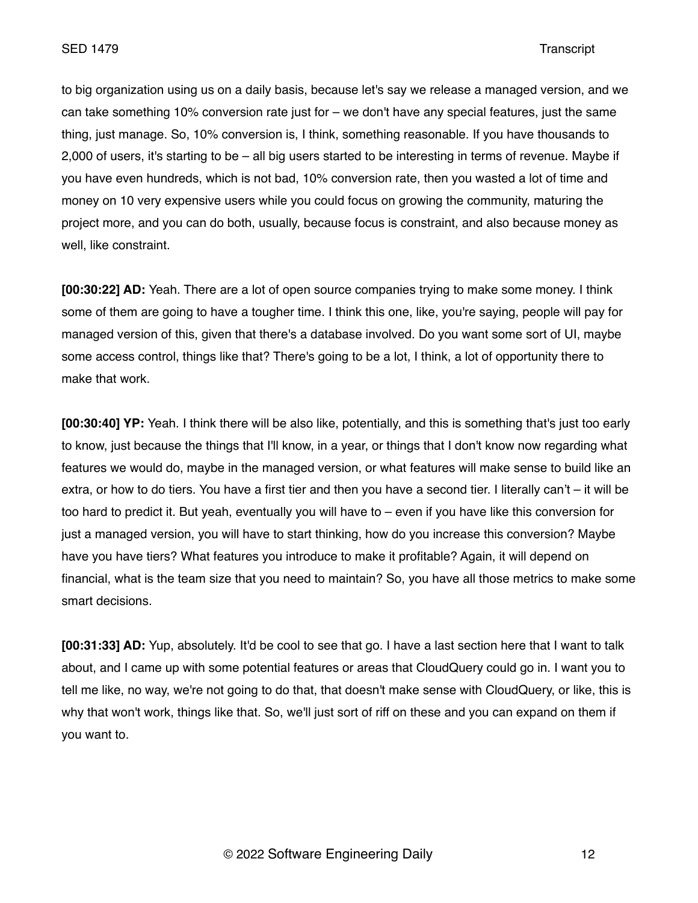to big organization using us on a daily basis, because let's say we release a managed version, and we can take something 10% conversion rate just for – we don't have any special features, just the same thing, just manage. So, 10% conversion is, I think, something reasonable. If you have thousands to 2,000 of users, it's starting to be – all big users started to be interesting in terms of revenue. Maybe if you have even hundreds, which is not bad, 10% conversion rate, then you wasted a lot of time and money on 10 very expensive users while you could focus on growing the community, maturing the project more, and you can do both, usually, because focus is constraint, and also because money as well, like constraint.

**[00:30:22] AD:** Yeah. There are a lot of open source companies trying to make some money. I think some of them are going to have a tougher time. I think this one, like, you're saying, people will pay for managed version of this, given that there's a database involved. Do you want some sort of UI, maybe some access control, things like that? There's going to be a lot, I think, a lot of opportunity there to make that work.

**[00:30:40] YP:** Yeah. I think there will be also like, potentially, and this is something that's just too early to know, just because the things that I'll know, in a year, or things that I don't know now regarding what features we would do, maybe in the managed version, or what features will make sense to build like an extra, or how to do tiers. You have a first tier and then you have a second tier. I literally can't – it will be too hard to predict it. But yeah, eventually you will have to – even if you have like this conversion for just a managed version, you will have to start thinking, how do you increase this conversion? Maybe have you have tiers? What features you introduce to make it profitable? Again, it will depend on financial, what is the team size that you need to maintain? So, you have all those metrics to make some smart decisions.

**[00:31:33] AD:** Yup, absolutely. It'd be cool to see that go. I have a last section here that I want to talk about, and I came up with some potential features or areas that CloudQuery could go in. I want you to tell me like, no way, we're not going to do that, that doesn't make sense with CloudQuery, or like, this is why that won't work, things like that. So, we'll just sort of riff on these and you can expand on them if you want to.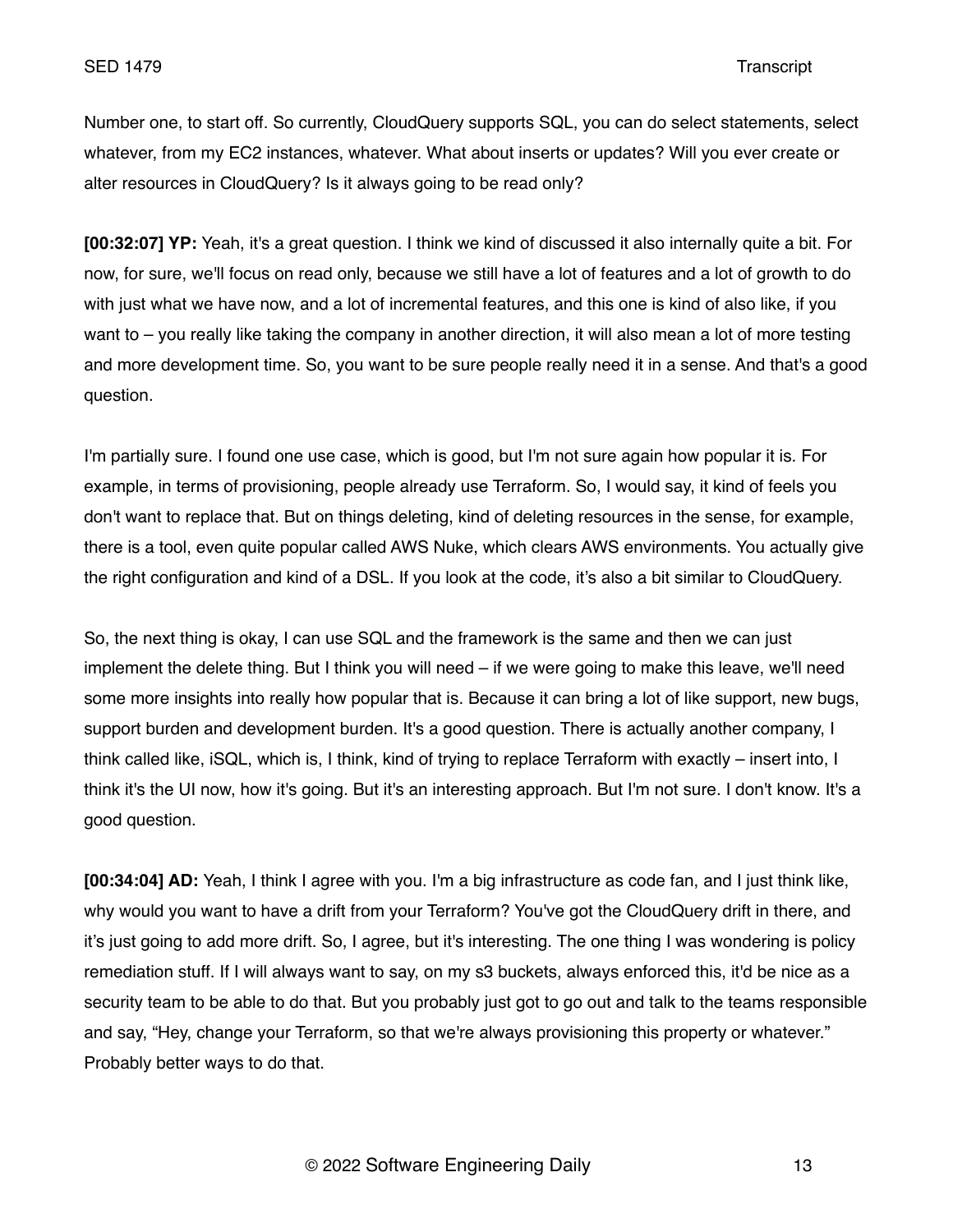Number one, to start off. So currently, CloudQuery supports SQL, you can do select statements, select whatever, from my EC2 instances, whatever. What about inserts or updates? Will you ever create or alter resources in CloudQuery? Is it always going to be read only?

**[00:32:07] YP:** Yeah, it's a great question. I think we kind of discussed it also internally quite a bit. For now, for sure, we'll focus on read only, because we still have a lot of features and a lot of growth to do with just what we have now, and a lot of incremental features, and this one is kind of also like, if you want to – you really like taking the company in another direction, it will also mean a lot of more testing and more development time. So, you want to be sure people really need it in a sense. And that's a good question.

I'm partially sure. I found one use case, which is good, but I'm not sure again how popular it is. For example, in terms of provisioning, people already use Terraform. So, I would say, it kind of feels you don't want to replace that. But on things deleting, kind of deleting resources in the sense, for example, there is a tool, even quite popular called AWS Nuke, which clears AWS environments. You actually give the right configuration and kind of a DSL. If you look at the code, it's also a bit similar to CloudQuery.

So, the next thing is okay, I can use SQL and the framework is the same and then we can just implement the delete thing. But I think you will need – if we were going to make this leave, we'll need some more insights into really how popular that is. Because it can bring a lot of like support, new bugs, support burden and development burden. It's a good question. There is actually another company, I think called like, iSQL, which is, I think, kind of trying to replace Terraform with exactly – insert into, I think it's the UI now, how it's going. But it's an interesting approach. But I'm not sure. I don't know. It's a good question.

**[00:34:04] AD:** Yeah, I think I agree with you. I'm a big infrastructure as code fan, and I just think like, why would you want to have a drift from your Terraform? You've got the CloudQuery drift in there, and it's just going to add more drift. So, I agree, but it's interesting. The one thing I was wondering is policy remediation stuff. If I will always want to say, on my s3 buckets, always enforced this, it'd be nice as a security team to be able to do that. But you probably just got to go out and talk to the teams responsible and say, "Hey, change your Terraform, so that we're always provisioning this property or whatever." Probably better ways to do that.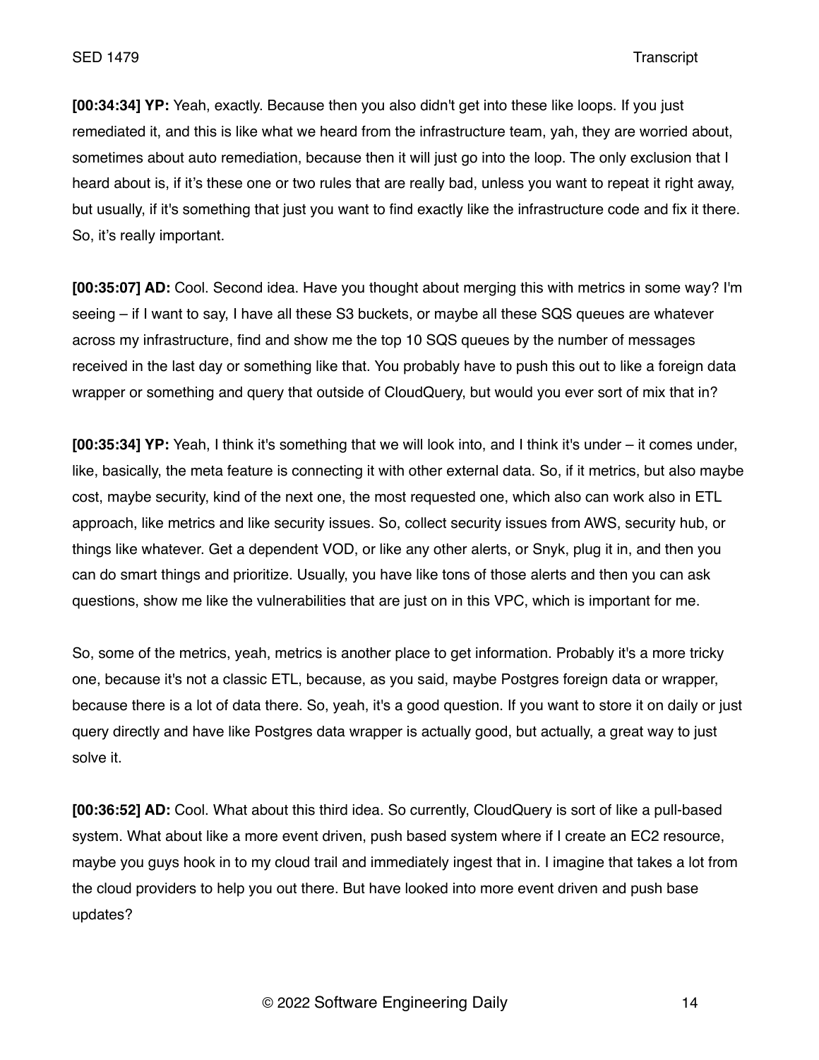**[00:34:34] YP:** Yeah, exactly. Because then you also didn't get into these like loops. If you just remediated it, and this is like what we heard from the infrastructure team, yah, they are worried about, sometimes about auto remediation, because then it will just go into the loop. The only exclusion that I heard about is, if it's these one or two rules that are really bad, unless you want to repeat it right away, but usually, if it's something that just you want to find exactly like the infrastructure code and fix it there. So, it's really important.

**[00:35:07] AD:** Cool. Second idea. Have you thought about merging this with metrics in some way? I'm seeing – if I want to say, I have all these S3 buckets, or maybe all these SQS queues are whatever across my infrastructure, find and show me the top 10 SQS queues by the number of messages received in the last day or something like that. You probably have to push this out to like a foreign data wrapper or something and query that outside of CloudQuery, but would you ever sort of mix that in?

**[00:35:34] YP:** Yeah, I think it's something that we will look into, and I think it's under – it comes under, like, basically, the meta feature is connecting it with other external data. So, if it metrics, but also maybe cost, maybe security, kind of the next one, the most requested one, which also can work also in ETL approach, like metrics and like security issues. So, collect security issues from AWS, security hub, or things like whatever. Get a dependent VOD, or like any other alerts, or Snyk, plug it in, and then you can do smart things and prioritize. Usually, you have like tons of those alerts and then you can ask questions, show me like the vulnerabilities that are just on in this VPC, which is important for me.

So, some of the metrics, yeah, metrics is another place to get information. Probably it's a more tricky one, because it's not a classic ETL, because, as you said, maybe Postgres foreign data or wrapper, because there is a lot of data there. So, yeah, it's a good question. If you want to store it on daily or just query directly and have like Postgres data wrapper is actually good, but actually, a great way to just solve it.

**[00:36:52] AD:** Cool. What about this third idea. So currently, CloudQuery is sort of like a pull-based system. What about like a more event driven, push based system where if I create an EC2 resource, maybe you guys hook in to my cloud trail and immediately ingest that in. I imagine that takes a lot from the cloud providers to help you out there. But have looked into more event driven and push base updates?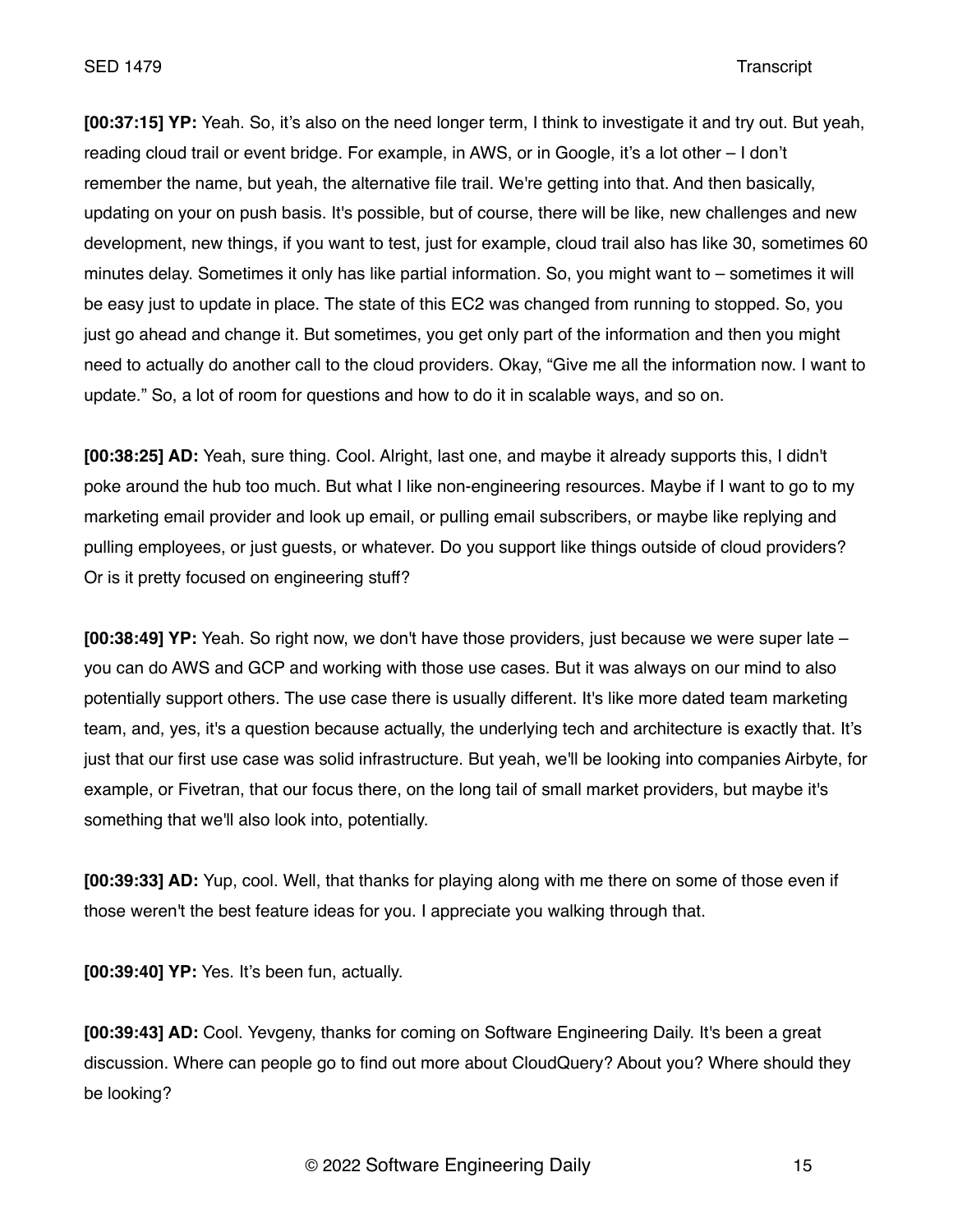**[00:37:15] YP:** Yeah. So, it's also on the need longer term, I think to investigate it and try out. But yeah, reading cloud trail or event bridge. For example, in AWS, or in Google, it's a lot other – I don't remember the name, but yeah, the alternative file trail. We're getting into that. And then basically, updating on your on push basis. It's possible, but of course, there will be like, new challenges and new development, new things, if you want to test, just for example, cloud trail also has like 30, sometimes 60 minutes delay. Sometimes it only has like partial information. So, you might want to – sometimes it will be easy just to update in place. The state of this EC2 was changed from running to stopped. So, you just go ahead and change it. But sometimes, you get only part of the information and then you might need to actually do another call to the cloud providers. Okay, "Give me all the information now. I want to update." So, a lot of room for questions and how to do it in scalable ways, and so on.

**[00:38:25] AD:** Yeah, sure thing. Cool. Alright, last one, and maybe it already supports this, I didn't poke around the hub too much. But what I like non-engineering resources. Maybe if I want to go to my marketing email provider and look up email, or pulling email subscribers, or maybe like replying and pulling employees, or just guests, or whatever. Do you support like things outside of cloud providers? Or is it pretty focused on engineering stuff?

**[00:38:49] YP:** Yeah. So right now, we don't have those providers, just because we were super late – you can do AWS and GCP and working with those use cases. But it was always on our mind to also potentially support others. The use case there is usually different. It's like more dated team marketing team, and, yes, it's a question because actually, the underlying tech and architecture is exactly that. It's just that our first use case was solid infrastructure. But yeah, we'll be looking into companies Airbyte, for example, or Fivetran, that our focus there, on the long tail of small market providers, but maybe it's something that we'll also look into, potentially.

**[00:39:33] AD:** Yup, cool. Well, that thanks for playing along with me there on some of those even if those weren't the best feature ideas for you. I appreciate you walking through that.

**[00:39:40] YP:** Yes. It's been fun, actually.

**[00:39:43] AD:** Cool. Yevgeny, thanks for coming on Software Engineering Daily. It's been a great discussion. Where can people go to find out more about CloudQuery? About you? Where should they be looking?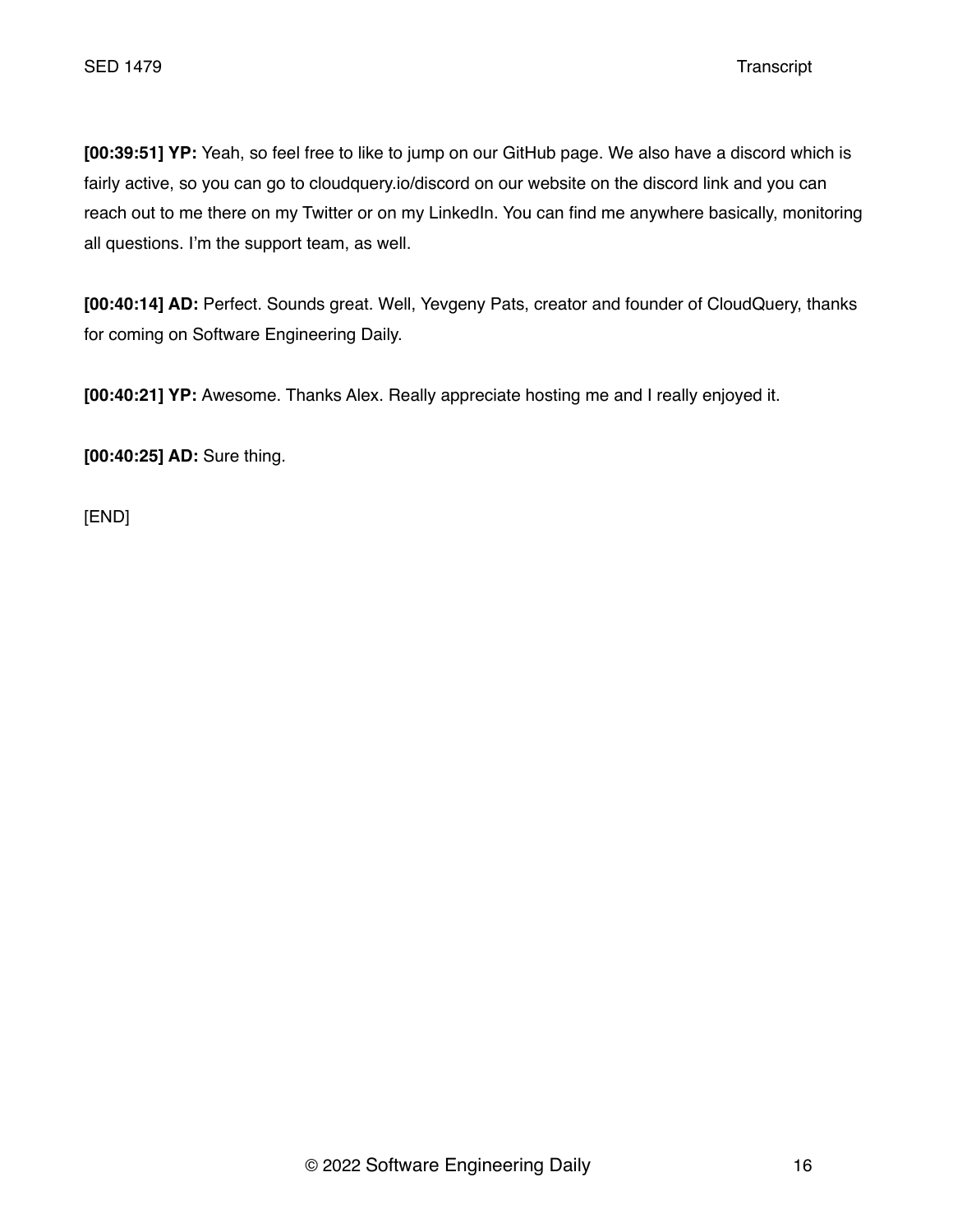**[00:39:51] YP:** Yeah, so feel free to like to jump on our GitHub page. We also have a discord which is fairly active, so you can go to cloudquery.io/discord on our website on the discord link and you can reach out to me there on my Twitter or on my LinkedIn. You can find me anywhere basically, monitoring all questions. I'm the support team, as well.

**[00:40:14] AD:** Perfect. Sounds great. Well, Yevgeny Pats, creator and founder of CloudQuery, thanks for coming on Software Engineering Daily.

**[00:40:21] YP:** Awesome. Thanks Alex. Really appreciate hosting me and I really enjoyed it.

**[00:40:25] AD:** Sure thing.

[END]